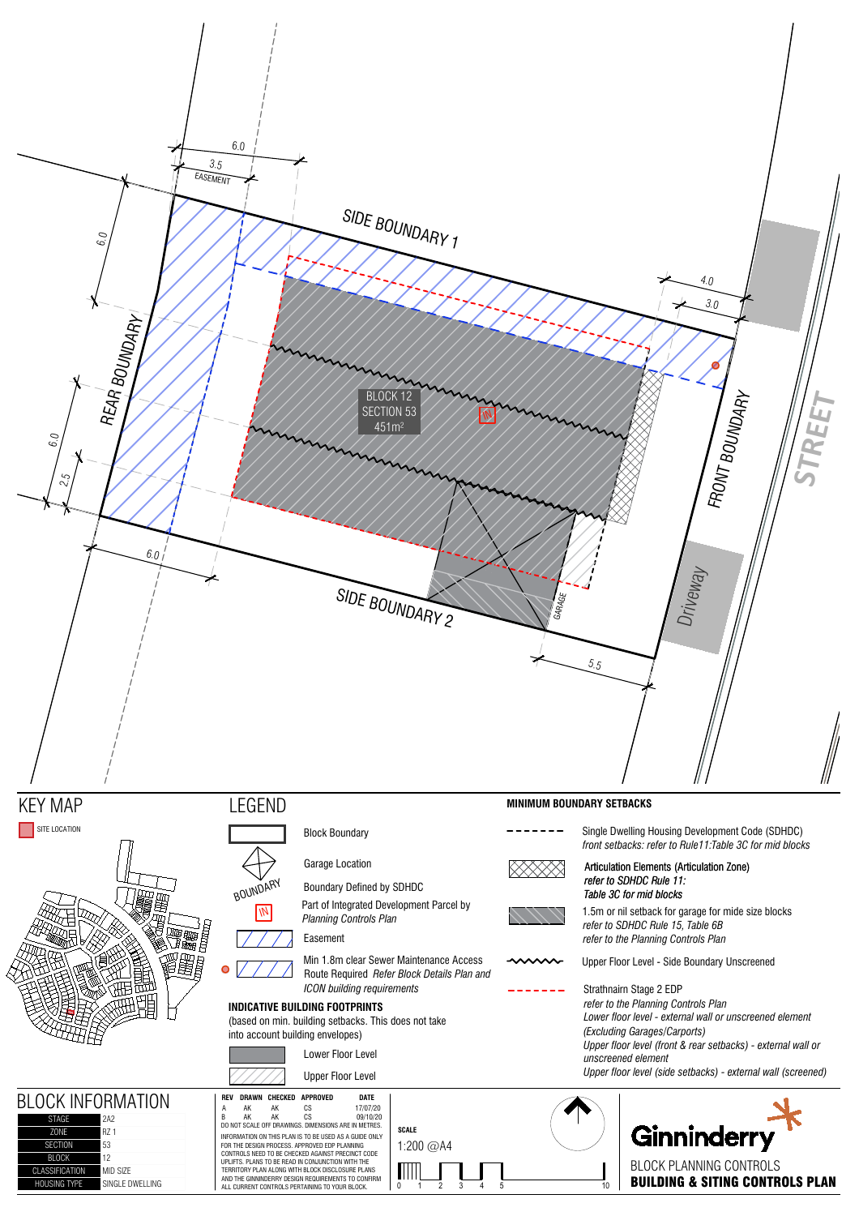SIDE BOUNDARY 1

REAR BOUNDARY

FRONT BOUNDARY

SIDE BOUNDARY 2

STREET

Driveway

GARAGE

BLOCK 12
SECTION 53
451m²

6.0
3.5
EASEMENT
6.0
6.0
2.5
6.0
4.0
3.0
5.5

## KEY MAP

SITE LOCATION

## LEGEND

- Block Boundary
- Garage Location
- Boundary Defined by SDHDC
- Part of Integrated Development Parcel by *Planning Controls Plan*
- Easement
- Min 1.8m clear Sewer Maintenance Access Route Required *Refer Block Details Plan and ICON building requirements*

### INDICATIVE BUILDING FOOTPRINTS

(based on min. building setbacks. This does not take into account building envelopes)

- Lower Floor Level
- Upper Floor Level

### MINIMUM BOUNDARY SETBACKS

- Single Dwelling Housing Development Code (SDHDC) *front setbacks: refer to Rule11:Table 3C for mid blocks*
- Articulation Elements (Articulation Zone) *refer to SDHDC Rule 11: Table 3C for mid blocks*
- 1.5m or nil setback for garage for mide size blocks *refer to SDHDC Rule 15, Table 6B refer to the Planning Controls Plan*
- Upper Floor Level - Side Boundary Unscreened
- Strathnairn Stage 2 EDP *refer to the Planning Controls Plan Lower floor level - external wall or unscreened element (Excluding Garages/Carports) Upper floor level (front & rear setbacks) - external wall or unscreened element Upper floor level (side setbacks) - external wall (screened)*

## BLOCK INFORMATION

| | |
|---|---|
| STAGE | 2A2 |
| ZONE | RZ 1 |
| SECTION | 53 |
| BLOCK | 12 |
| CLASSIFICATION | MID SIZE |
| HOUSING TYPE | SINGLE DWELLING |

| REV | DRAWN | CHECKED | APPROVED | DATE |
|---|---|---|---|---|
| A | AK | AK | CS | 17/07/20 |
| B | AK | AK | CS | 09/10/20 |

DO NOT SCALE OFF DRAWINGS. DIMENSIONS ARE IN METRES.

INFORMATION ON THIS PLAN IS TO BE USED AS A GUIDE ONLY FOR THE DESIGN PROCESS. APPROVED EDP PLANNING CONTROLS NEED TO BE CHECKED AGAINST PRECINCT CODE UPLIFTS. PLANS TO BE READ IN CONJUNCTION WITH THE TERRITORY PLAN ALONG WITH BLOCK DISCLOSURE PLANS AND THE GINNINDERRY DESIGN REQUIREMENTS TO CONFIRM ALL CURRENT CONTROLS PERTAINING TO YOUR BLOCK.

**SCALE**

1:200 @A4

0 1 2 3 4 5 10

Ginninderry

BLOCK PLANNING CONTROLS

**BUILDING & SITING CONTROLS PLAN**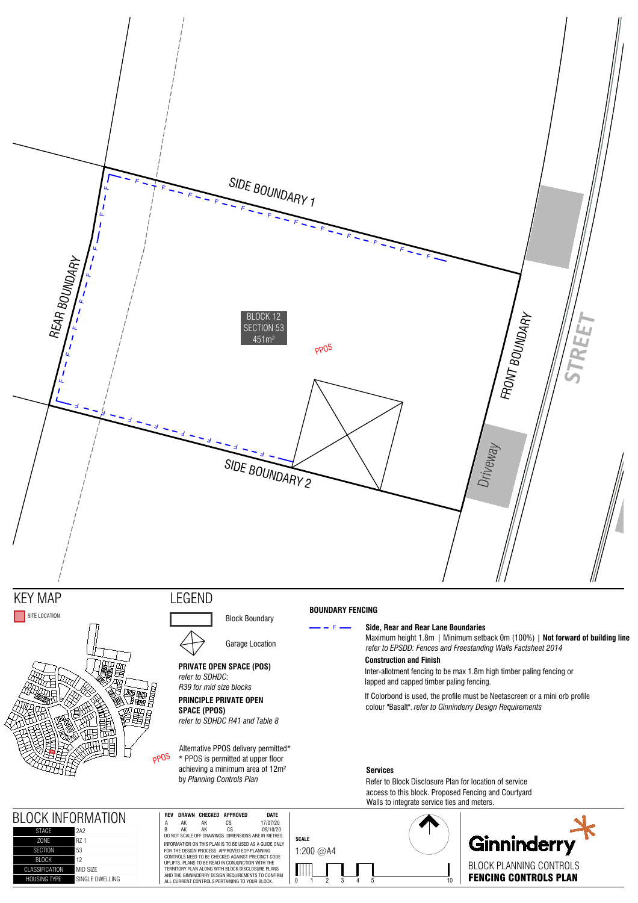SIDE BOUNDARY 1

REAR BOUNDARY

BLOCK 12
SECTION 53
451m²

PPOS

FRONT BOUNDARY

STREET

Driveway

SIDE BOUNDARY 2

## KEY MAP

SITE LOCATION

## LEGEND

Block Boundary

Garage Location

**PRIVATE OPEN SPACE (POS)**
*refer to SDHDC:*
*R39 for mid size blocks*

**PRINCIPLE PRIVATE OPEN SPACE (PPOS)**
*refer to SDHDC R41 and Table 8*

PPOS — Alternative PPOS delivery permitted*
* PPOS is permitted at upper floor achieving a minimum area of 12m²
by *Planning Controls Plan*

### BOUNDARY FENCING

**Side, Rear and Rear Lane Boundaries**
Maximum height 1.8m | Minimum setback 0m (100%) | **Not forward of building line**
*refer to EPSDD: Fences and Freestanding Walls Factsheet 2014*

**Construction and Finish**
Inter-allotment fencing to be max 1.8m high timber paling fencing or lapped and capped timber paling fencing.

If Colorbond is used, the profile must be Neetascreen or a mini orb profile colour "Basalt". *refer to Ginninderry Design Requirements*

**Services**
Refer to Block Disclosure Plan for location of service access to this block. Proposed Fencing and Courtyard Walls to integrate service ties and meters.

## BLOCK INFORMATION

| | |
|---|---|
| STAGE | 2A2 |
| ZONE | RZ 1 |
| SECTION | 53 |
| BLOCK | 12 |
| CLASSIFICATION | MID SIZE |
| HOUSING TYPE | SINGLE DWELLING |

| REV | DRAWN | CHECKED | APPROVED | DATE |
|---|---|---|---|---|
| A | AK | AK | CS | 17/07/20 |
| B | AK | AK | CS | 09/10/20 |

DO NOT SCALE OFF DRAWINGS. DIMENSIONS ARE IN METRES.

INFORMATION ON THIS PLAN IS TO BE USED AS A GUIDE ONLY FOR THE DESIGN PROCESS. APPROVED EDP PLANNING CONTROLS NEED TO BE CHECKED AGAINST PRECINCT CODE UPLIFTS. PLANS TO BE READ IN CONJUNCTION WITH THE TERRITORY PLAN ALONG WITH BLOCK DISCLOSURE PLANS AND THE GINNINDERRY DESIGN REQUIREMENTS TO CONFIRM ALL CURRENT CONTROLS PERTAINING TO YOUR BLOCK.

**SCALE**
1:200 @A4

0 1 2 3 4 5 10

Ginninderry

BLOCK PLANNING CONTROLS
**FENCING CONTROLS PLAN**